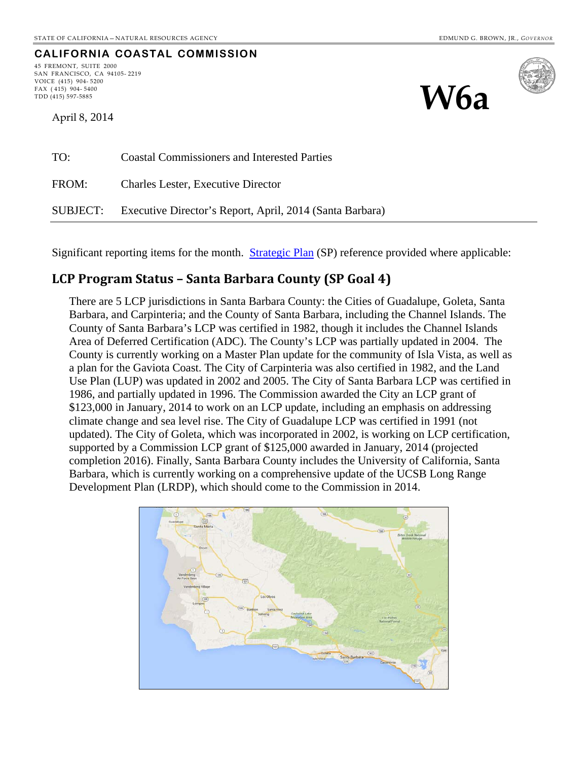STATE OF CALIFORNIA – NATURAL RESOURCES AGENCY EDMUND G. BROWN, JR., *GOVERNOR*

**CALIFORNIA COASTAL COMMISSION**

45 FREMONT, SUITE 2000
SAN FRANCISCO, CA 94105-2219
VOICE (415) 904-5200
FAX (415) 904-5400
TDD (415) 597-5885

# W6a

April 8, 2014

TO: Coastal Commissioners and Interested Parties

FROM: Charles Lester, Executive Director

SUBJECT: Executive Director's Report, April, 2014 (Santa Barbara)

---

Significant reporting items for the month. [Strategic Plan](Strategic Plan) (SP) reference provided where applicable:

## LCP Program Status – Santa Barbara County (SP Goal 4)

There are 5 LCP jurisdictions in Santa Barbara County: the Cities of Guadalupe, Goleta, Santa Barbara, and Carpinteria; and the County of Santa Barbara, including the Channel Islands. The County of Santa Barbara's LCP was certified in 1982, though it includes the Channel Islands Area of Deferred Certification (ADC). The County's LCP was partially updated in 2004. The County is currently working on a Master Plan update for the community of Isla Vista, as well as a plan for the Gaviota Coast. The City of Carpinteria was also certified in 1982, and the Land Use Plan (LUP) was updated in 2002 and 2005. The City of Santa Barbara LCP was certified in 1986, and partially updated in 1996. The Commission awarded the City an LCP grant of $123,000 in January, 2014 to work on an LCP update, including an emphasis on addressing climate change and sea level rise. The City of Guadalupe LCP was certified in 1991 (not updated). The City of Goleta, which was incorporated in 2002, is working on LCP certification, supported by a Commission LCP grant of $125,000 awarded in January, 2014 (projected completion 2016). Finally, Santa Barbara County includes the University of California, Santa Barbara, which is currently working on a comprehensive update of the UCSB Long Range Development Plan (LRDP), which should come to the Commission in 2014.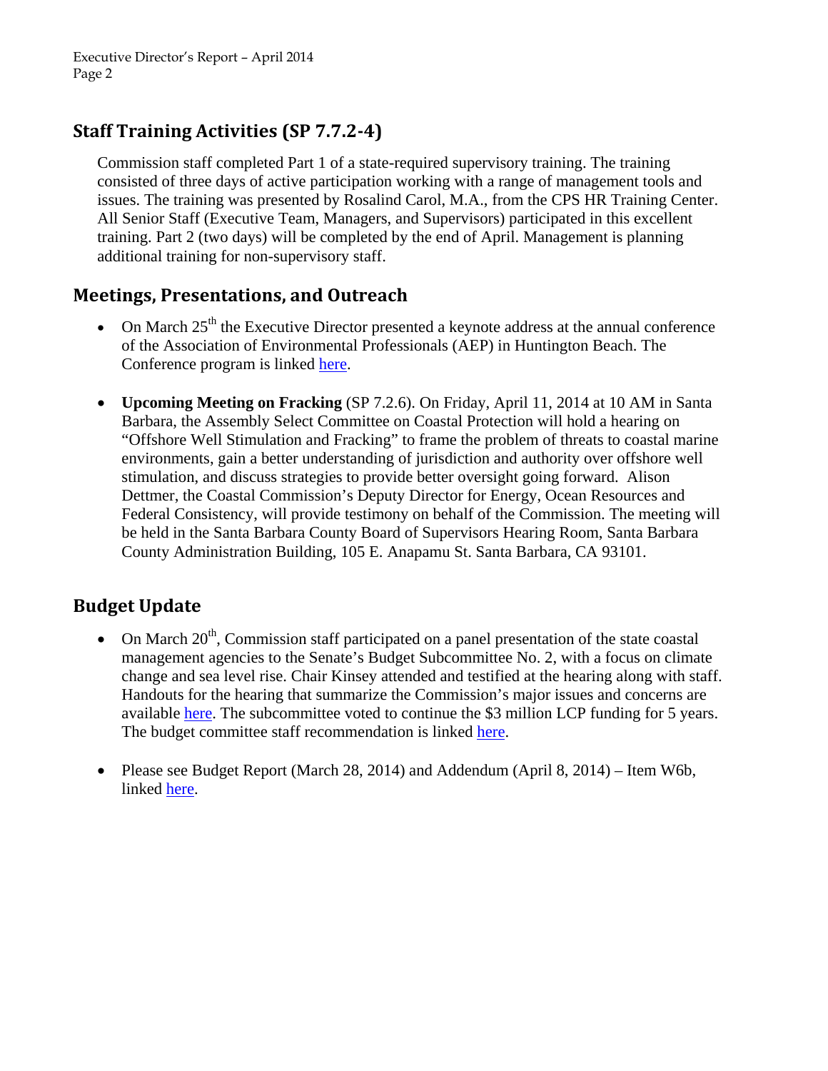## Staff Training Activities (SP 7.7.2-4)

Commission staff completed Part 1 of a state-required supervisory training. The training consisted of three days of active participation working with a range of management tools and issues. The training was presented by Rosalind Carol, M.A., from the CPS HR Training Center. All Senior Staff (Executive Team, Managers, and Supervisors) participated in this excellent training. Part 2 (two days) will be completed by the end of April. Management is planning additional training for non-supervisory staff.

## Meetings, Presentations, and Outreach

- On March 25th the Executive Director presented a keynote address at the annual conference of the Association of Environmental Professionals (AEP) in Huntington Beach. The Conference program is linked here.

- **Upcoming Meeting on Fracking** (SP 7.2.6). On Friday, April 11, 2014 at 10 AM in Santa Barbara, the Assembly Select Committee on Coastal Protection will hold a hearing on "Offshore Well Stimulation and Fracking" to frame the problem of threats to coastal marine environments, gain a better understanding of jurisdiction and authority over offshore well stimulation, and discuss strategies to provide better oversight going forward. Alison Dettmer, the Coastal Commission's Deputy Director for Energy, Ocean Resources and Federal Consistency, will provide testimony on behalf of the Commission. The meeting will be held in the Santa Barbara County Board of Supervisors Hearing Room, Santa Barbara County Administration Building, 105 E. Anapamu St. Santa Barbara, CA 93101.

## Budget Update

- On March 20th, Commission staff participated on a panel presentation of the state coastal management agencies to the Senate's Budget Subcommittee No. 2, with a focus on climate change and sea level rise. Chair Kinsey attended and testified at the hearing along with staff. Handouts for the hearing that summarize the Commission's major issues and concerns are available here. The subcommittee voted to continue the $3 million LCP funding for 5 years. The budget committee staff recommendation is linked here.

- Please see Budget Report (March 28, 2014) and Addendum (April 8, 2014) – Item W6b, linked here.